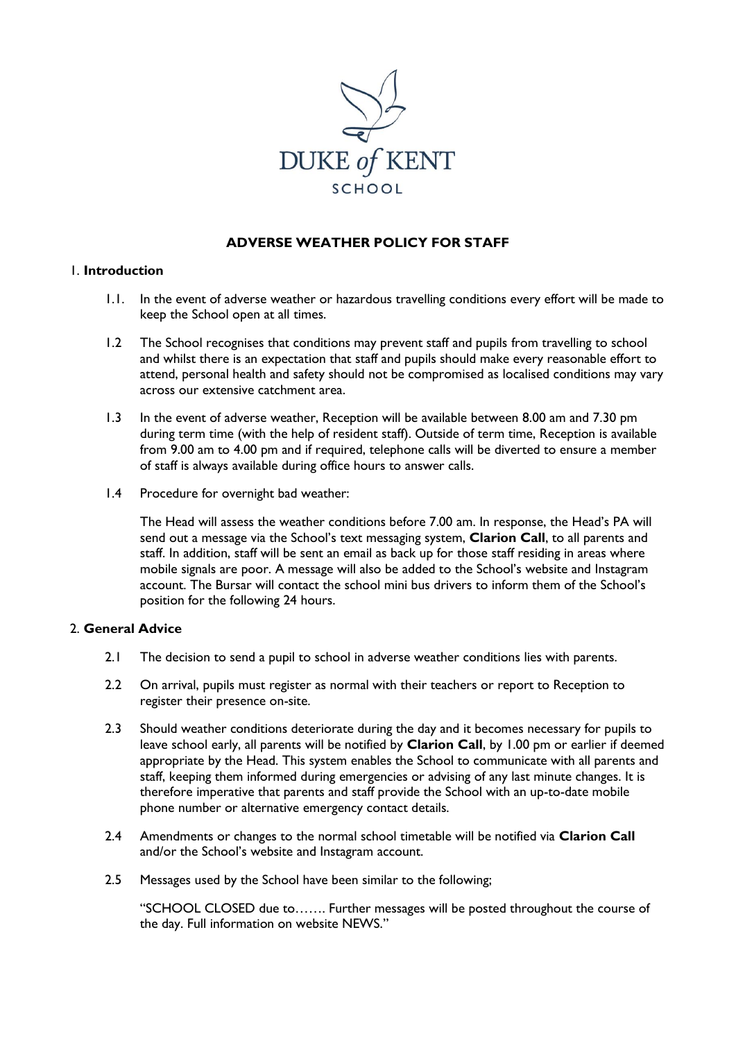DUKE *of* KENT

SCHOOL

# ADVERSE WEATHER POLICY FOR STAFF

## 1. Introduction

1.1. In the event of adverse weather or hazardous travelling conditions every effort will be made to keep the School open at all times.

1.2 The School recognises that conditions may prevent staff and pupils from travelling to school and whilst there is an expectation that staff and pupils should make every reasonable effort to attend, personal health and safety should not be compromised as localised conditions may vary across our extensive catchment area.

1.3 In the event of adverse weather, Reception will be available between 8.00 am and 7.30 pm during term time (with the help of resident staff). Outside of term time, Reception is available from 9.00 am to 4.00 pm and if required, telephone calls will be diverted to ensure a member of staff is always available during office hours to answer calls.

1.4 Procedure for overnight bad weather:

The Head will assess the weather conditions before 7.00 am. In response, the Head's PA will send out a message via the School's text messaging system, **Clarion Call**, to all parents and staff. In addition, staff will be sent an email as back up for those staff residing in areas where mobile signals are poor. A message will also be added to the School's website and Instagram account. The Bursar will contact the school mini bus drivers to inform them of the School's position for the following 24 hours.

## 2. General Advice

2.1 The decision to send a pupil to school in adverse weather conditions lies with parents.

2.2 On arrival, pupils must register as normal with their teachers or report to Reception to register their presence on-site.

2.3 Should weather conditions deteriorate during the day and it becomes necessary for pupils to leave school early, all parents will be notified by **Clarion Call**, by 1.00 pm or earlier if deemed appropriate by the Head. This system enables the School to communicate with all parents and staff, keeping them informed during emergencies or advising of any last minute changes. It is therefore imperative that parents and staff provide the School with an up-to-date mobile phone number or alternative emergency contact details.

2.4 Amendments or changes to the normal school timetable will be notified via **Clarion Call** and/or the School's website and Instagram account.

2.5 Messages used by the School have been similar to the following;

"SCHOOL CLOSED due to……. Further messages will be posted throughout the course of the day. Full information on website NEWS."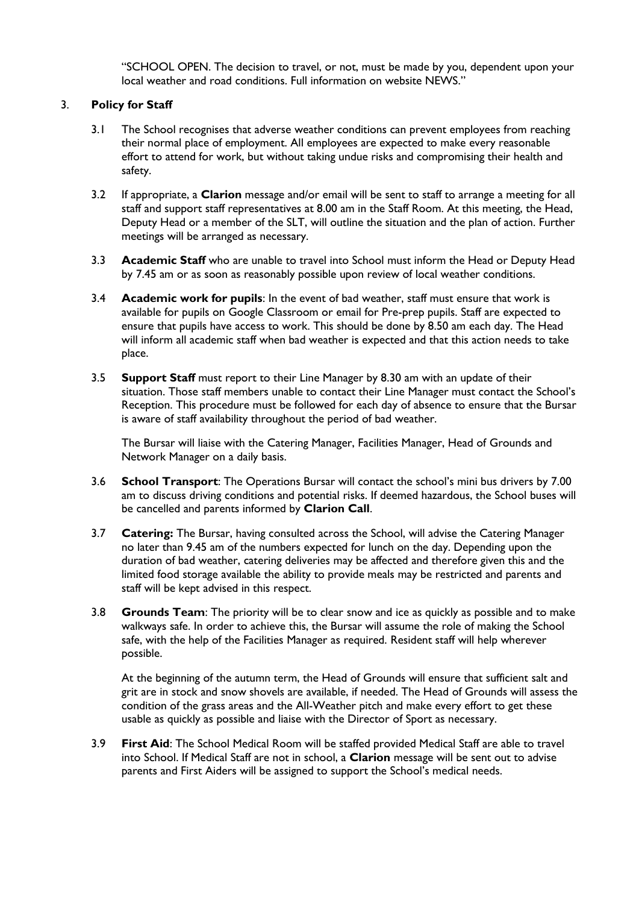"SCHOOL OPEN. The decision to travel, or not, must be made by you, dependent upon your local weather and road conditions. Full information on website NEWS."

## 3. Policy for Staff

3.1 The School recognises that adverse weather conditions can prevent employees from reaching their normal place of employment. All employees are expected to make every reasonable effort to attend for work, but without taking undue risks and compromising their health and safety.

3.2 If appropriate, a **Clarion** message and/or email will be sent to staff to arrange a meeting for all staff and support staff representatives at 8.00 am in the Staff Room. At this meeting, the Head, Deputy Head or a member of the SLT, will outline the situation and the plan of action. Further meetings will be arranged as necessary.

3.3 **Academic Staff** who are unable to travel into School must inform the Head or Deputy Head by 7.45 am or as soon as reasonably possible upon review of local weather conditions.

3.4 **Academic work for pupils**: In the event of bad weather, staff must ensure that work is available for pupils on Google Classroom or email for Pre-prep pupils. Staff are expected to ensure that pupils have access to work. This should be done by 8.50 am each day. The Head will inform all academic staff when bad weather is expected and that this action needs to take place.

3.5 **Support Staff** must report to their Line Manager by 8.30 am with an update of their situation. Those staff members unable to contact their Line Manager must contact the School's Reception. This procedure must be followed for each day of absence to ensure that the Bursar is aware of staff availability throughout the period of bad weather.

The Bursar will liaise with the Catering Manager, Facilities Manager, Head of Grounds and Network Manager on a daily basis.

3.6 **School Transport**: The Operations Bursar will contact the school's mini bus drivers by 7.00 am to discuss driving conditions and potential risks. If deemed hazardous, the School buses will be cancelled and parents informed by **Clarion Call**.

3.7 **Catering:** The Bursar, having consulted across the School, will advise the Catering Manager no later than 9.45 am of the numbers expected for lunch on the day. Depending upon the duration of bad weather, catering deliveries may be affected and therefore given this and the limited food storage available the ability to provide meals may be restricted and parents and staff will be kept advised in this respect.

3.8 **Grounds Team**: The priority will be to clear snow and ice as quickly as possible and to make walkways safe. In order to achieve this, the Bursar will assume the role of making the School safe, with the help of the Facilities Manager as required. Resident staff will help wherever possible.

At the beginning of the autumn term, the Head of Grounds will ensure that sufficient salt and grit are in stock and snow shovels are available, if needed. The Head of Grounds will assess the condition of the grass areas and the All-Weather pitch and make every effort to get these usable as quickly as possible and liaise with the Director of Sport as necessary.

3.9 **First Aid**: The School Medical Room will be staffed provided Medical Staff are able to travel into School. If Medical Staff are not in school, a **Clarion** message will be sent out to advise parents and First Aiders will be assigned to support the School's medical needs.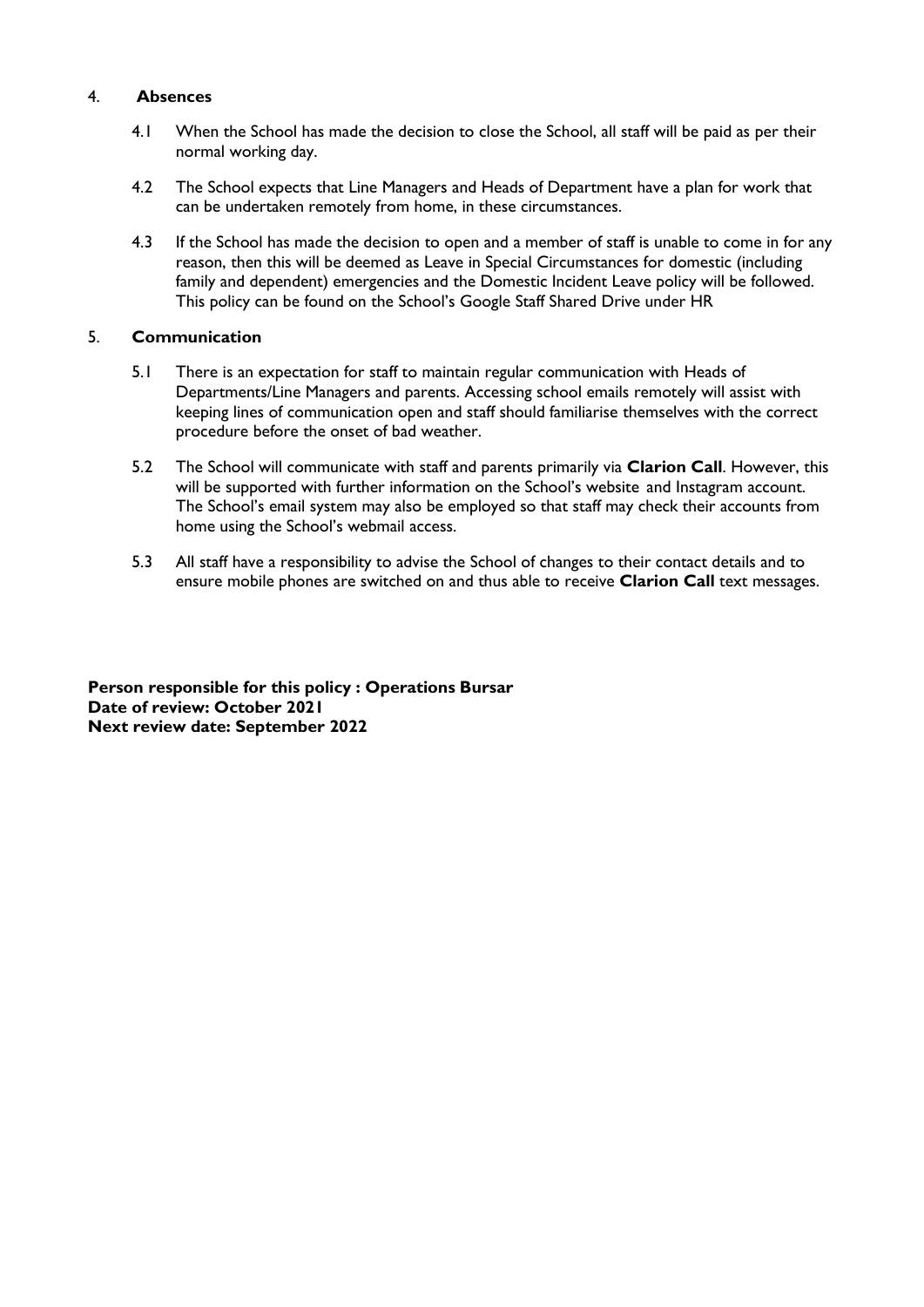## 4. Absences

4.1 When the School has made the decision to close the School, all staff will be paid as per their normal working day.

4.2 The School expects that Line Managers and Heads of Department have a plan for work that can be undertaken remotely from home, in these circumstances.

4.3 If the School has made the decision to open and a member of staff is unable to come in for any reason, then this will be deemed as Leave in Special Circumstances for domestic (including family and dependent) emergencies and the Domestic Incident Leave policy will be followed. This policy can be found on the School's Google Staff Shared Drive under HR

## 5. Communication

5.1 There is an expectation for staff to maintain regular communication with Heads of Departments/Line Managers and parents. Accessing school emails remotely will assist with keeping lines of communication open and staff should familiarise themselves with the correct procedure before the onset of bad weather.

5.2 The School will communicate with staff and parents primarily via **Clarion Call**. However, this will be supported with further information on the School's website and Instagram account. The School's email system may also be employed so that staff may check their accounts from home using the School's webmail access.

5.3 All staff have a responsibility to advise the School of changes to their contact details and to ensure mobile phones are switched on and thus able to receive **Clarion Call** text messages.

**Person responsible for this policy : Operations Bursar**
**Date of review: October 2021**
**Next review date: September 2022**